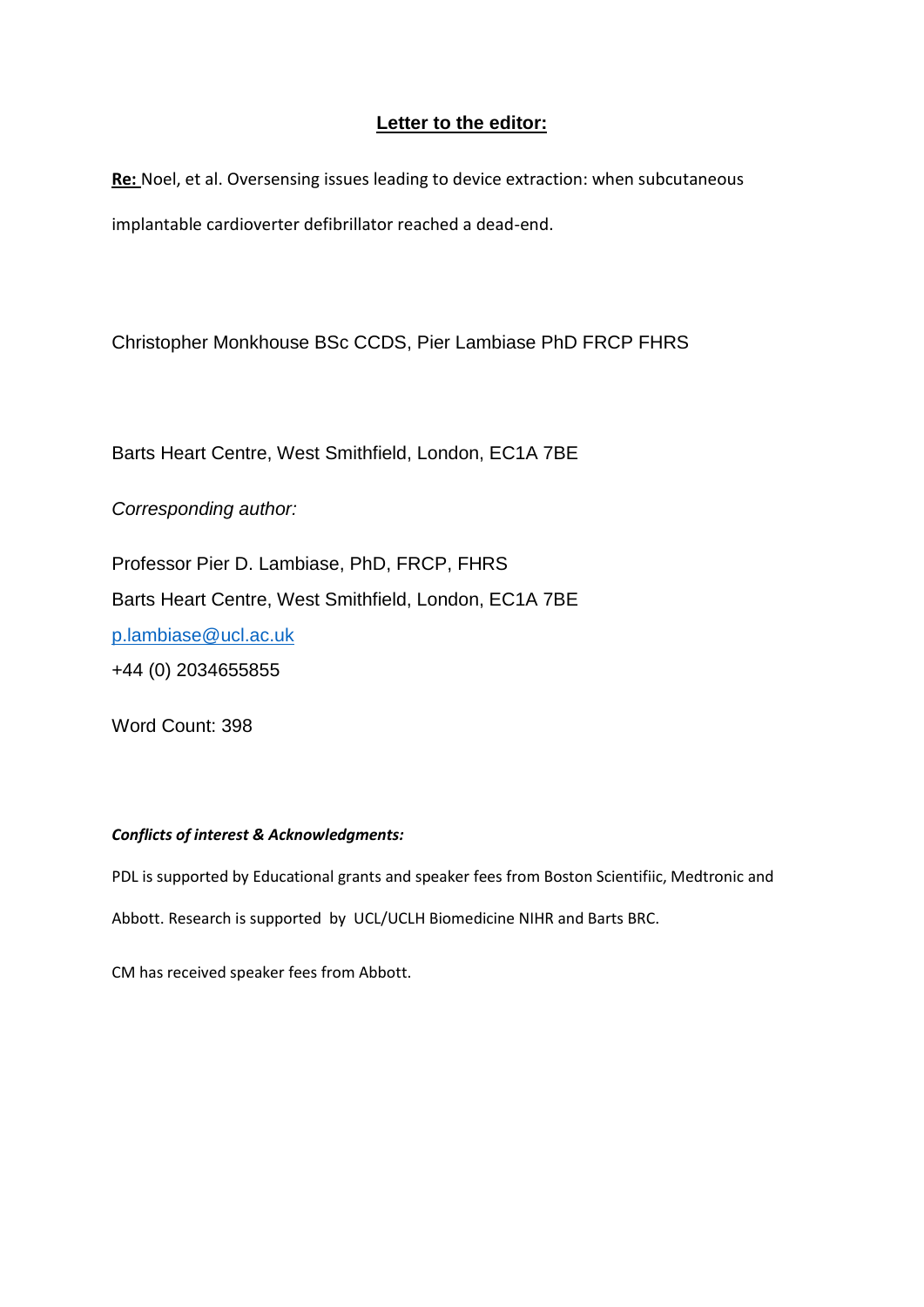# Letter to the editor:

**Re:** Noel, et al. Oversensing issues leading to device extraction: when subcutaneous implantable cardioverter defibrillator reached a dead-end.

Christopher Monkhouse BSc CCDS, Pier Lambiase PhD FRCP FHRS

Barts Heart Centre, West Smithfield, London, EC1A 7BE

*Corresponding author:*

Professor Pier D. Lambiase, PhD, FRCP, FHRS

Barts Heart Centre, West Smithfield, London, EC1A 7BE

p.lambiase@ucl.ac.uk

+44 (0) 2034655855

Word Count: 398

***Conflicts of interest & Acknowledgments:***

PDL is supported by Educational grants and speaker fees from Boston Scientifiic, Medtronic and Abbott. Research is supported by UCL/UCLH Biomedicine NIHR and Barts BRC.

CM has received speaker fees from Abbott.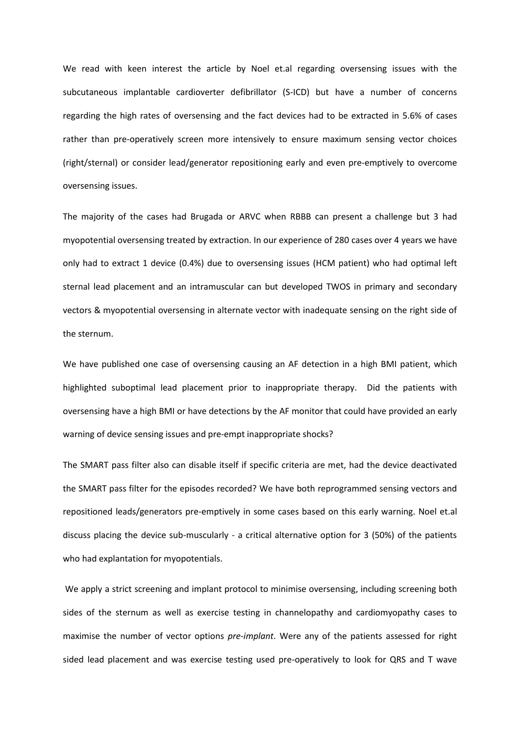We read with keen interest the article by Noel et.al regarding oversensing issues with the subcutaneous implantable cardioverter defibrillator (S-ICD) but have a number of concerns regarding the high rates of oversensing and the fact devices had to be extracted in 5.6% of cases rather than pre-operatively screen more intensively to ensure maximum sensing vector choices (right/sternal) or consider lead/generator repositioning early and even pre-emptively to overcome oversensing issues.

The majority of the cases had Brugada or ARVC when RBBB can present a challenge but 3 had myopotential oversensing treated by extraction. In our experience of 280 cases over 4 years we have only had to extract 1 device (0.4%) due to oversensing issues (HCM patient) who had optimal left sternal lead placement and an intramuscular can but developed TWOS in primary and secondary vectors & myopotential oversensing in alternate vector with inadequate sensing on the right side of the sternum.

We have published one case of oversensing causing an AF detection in a high BMI patient, which highlighted suboptimal lead placement prior to inappropriate therapy. Did the patients with oversensing have a high BMI or have detections by the AF monitor that could have provided an early warning of device sensing issues and pre-empt inappropriate shocks?

The SMART pass filter also can disable itself if specific criteria are met, had the device deactivated the SMART pass filter for the episodes recorded? We have both reprogrammed sensing vectors and repositioned leads/generators pre-emptively in some cases based on this early warning. Noel et.al discuss placing the device sub-muscularly - a critical alternative option for 3 (50%) of the patients who had explantation for myopotentials.

We apply a strict screening and implant protocol to minimise oversensing, including screening both sides of the sternum as well as exercise testing in channelopathy and cardiomyopathy cases to maximise the number of vector options *pre-implant*. Were any of the patients assessed for right sided lead placement and was exercise testing used pre-operatively to look for QRS and T wave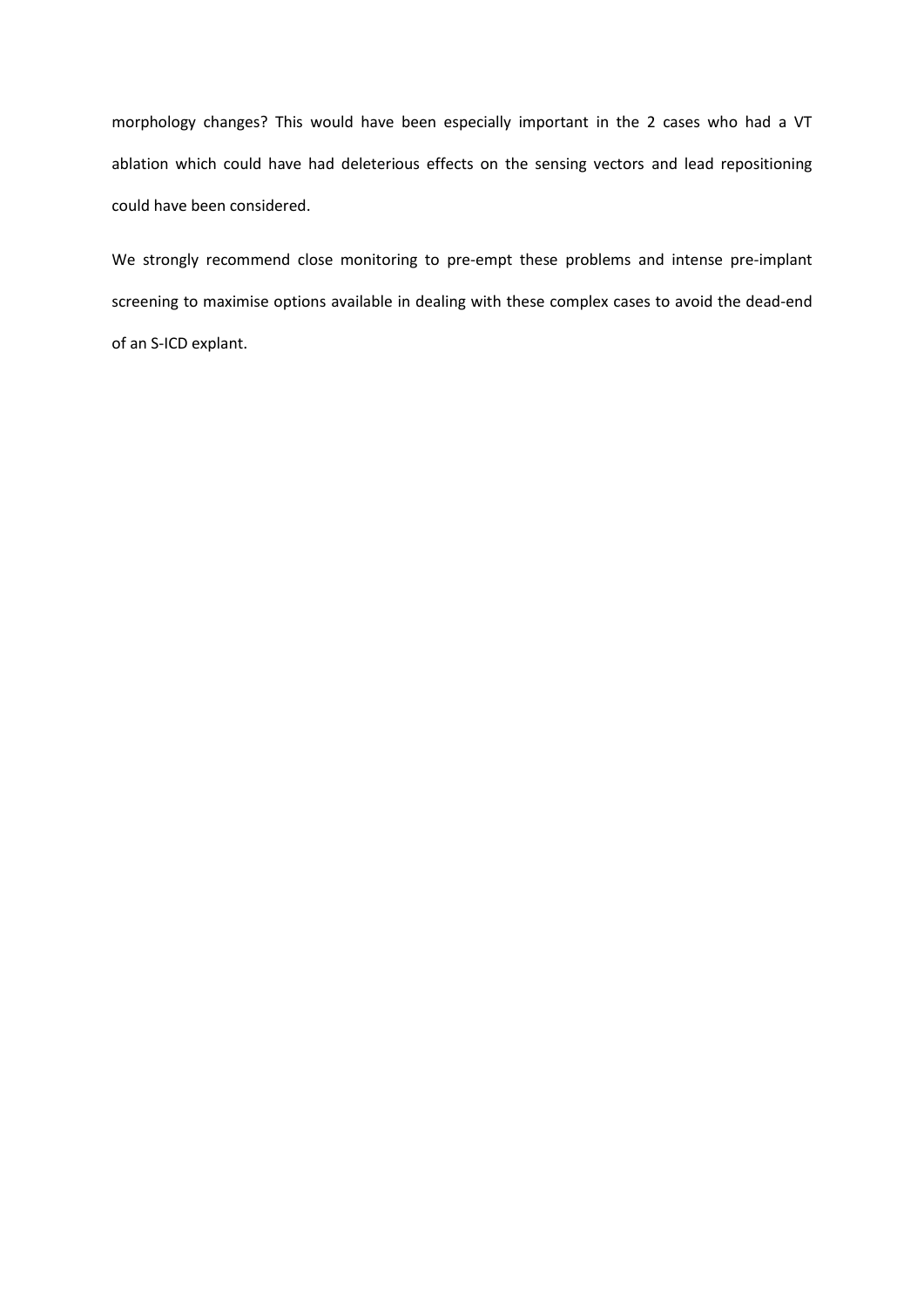morphology changes? This would have been especially important in the 2 cases who had a VT ablation which could have had deleterious effects on the sensing vectors and lead repositioning could have been considered.

We strongly recommend close monitoring to pre-empt these problems and intense pre-implant screening to maximise options available in dealing with these complex cases to avoid the dead-end of an S-ICD explant.